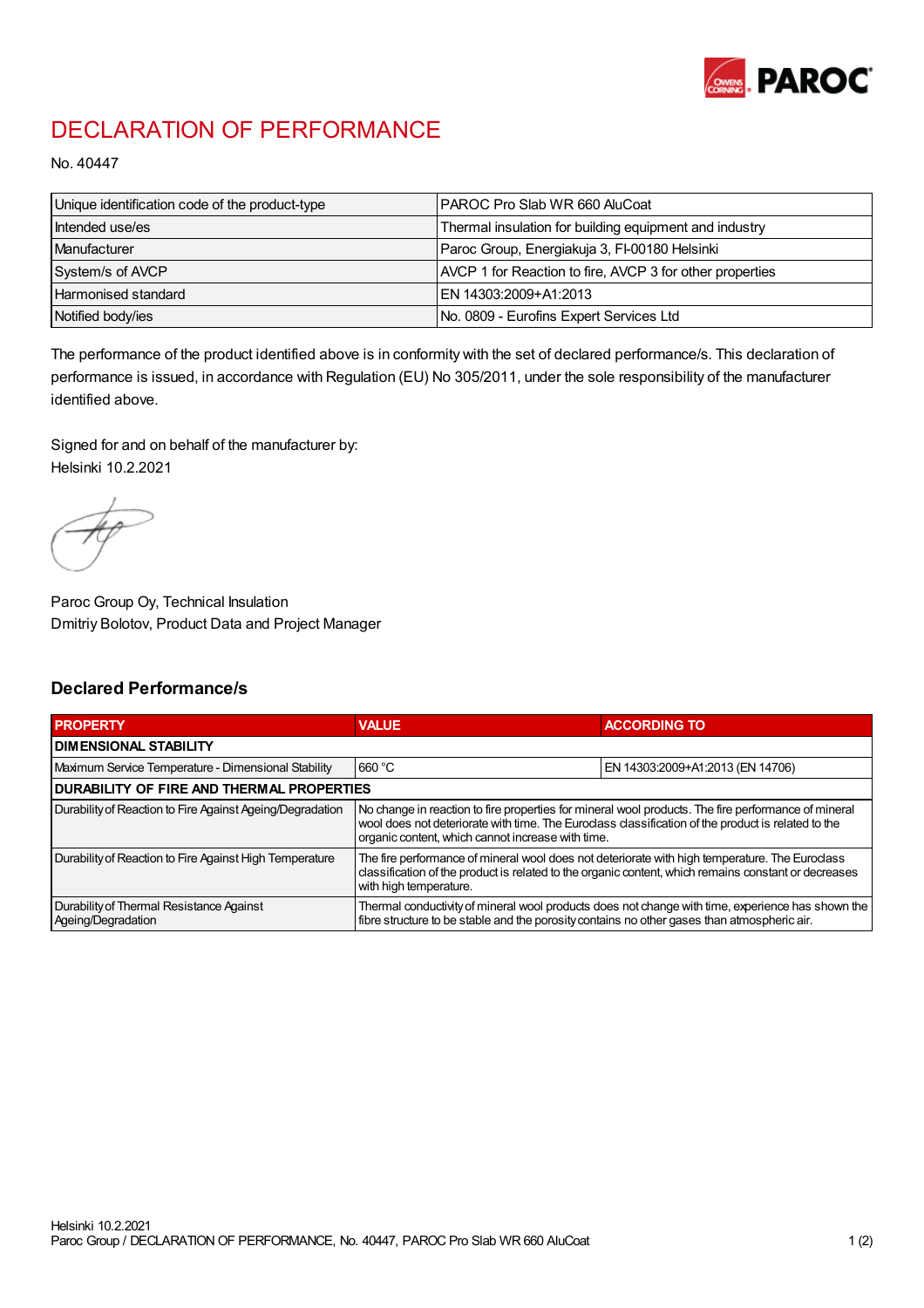# DECLARATION OF PERFORMANCE

No. 40447

| Unique identification code of the product-type | PAROC Pro Slab WR 660 AluCoat |
|---|---|
| Intended use/es | Thermal insulation for building equipment and industry |
| Manufacturer | Paroc Group, Energiakuja 3, FI-00180 Helsinki |
| System/s of AVCP | AVCP 1 for Reaction to fire, AVCP 3 for other properties |
| Harmonised standard | EN 14303:2009+A1:2013 |
| Notified body/ies | No. 0809 - Eurofins Expert Services Ltd |

The performance of the product identified above is in conformity with the set of declared performance/s. This declaration of performance is issued, in accordance with Regulation (EU) No 305/2011, under the sole responsibility of the manufacturer identified above.

Signed for and on behalf of the manufacturer by:
Helsinki 10.2.2021

Paroc Group Oy, Technical Insulation
Dmitriy Bolotov, Product Data and Project Manager

## Declared Performance/s

| PROPERTY | VALUE | ACCORDING TO |
|---|---|---|
| **DIMENSIONAL STABILITY** | | |
| Maximum Service Temperature - Dimensional Stability | 660 °C | EN 14303:2009+A1:2013 (EN 14706) |
| **DURABILITY OF FIRE AND THERMAL PROPERTIES** | | |
| Durability of Reaction to Fire Against Ageing/Degradation | No change in reaction to fire properties for mineral wool products. The fire performance of mineral wool does not deteriorate with time. The Euroclass classification of the product is related to the organic content, which cannot increase with time. | |
| Durability of Reaction to Fire Against High Temperature | The fire performance of mineral wool does not deteriorate with high temperature. The Euroclass classification of the product is related to the organic content, which remains constant or decreases with high temperature. | |
| Durability of Thermal Resistance Against Ageing/Degradation | Thermal conductivity of mineral wool products does not change with time, experience has shown the fibre structure to be stable and the porosity contains no other gases than atmospheric air. | |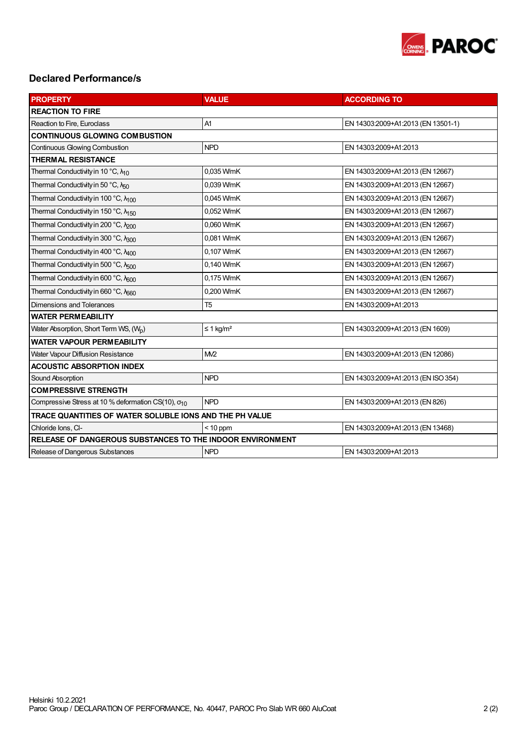## Declared Performance/s

| PROPERTY | VALUE | ACCORDING TO |
|---|---|---|
| **REACTION TO FIRE** | | |
| Reaction to Fire, Euroclass | A1 | EN 14303:2009+A1:2013 (EN 13501-1) |
| **CONTINUOUS GLOWING COMBUSTION** | | |
| Continuous Glowing Combustion | NPD | EN 14303:2009+A1:2013 |
| **THERMAL RESISTANCE** | | |
| Thermal Conductivity in 10 °C, $\lambda_{10}$ | 0,035 W/mK | EN 14303:2009+A1:2013 (EN 12667) |
| Thermal Conductivity in 50 °C, $\lambda_{50}$ | 0,039 W/mK | EN 14303:2009+A1:2013 (EN 12667) |
| Thermal Conductivity in 100 °C, $\lambda_{100}$ | 0,045 W/mK | EN 14303:2009+A1:2013 (EN 12667) |
| Thermal Conductivity in 150 °C, $\lambda_{150}$ | 0,052 W/mK | EN 14303:2009+A1:2013 (EN 12667) |
| Thermal Conductivity in 200 °C, $\lambda_{200}$ | 0,060 W/mK | EN 14303:2009+A1:2013 (EN 12667) |
| Thermal Conductivity in 300 °C, $\lambda_{300}$ | 0,081 W/mK | EN 14303:2009+A1:2013 (EN 12667) |
| Thermal Conductivity in 400 °C, $\lambda_{400}$ | 0,107 W/mK | EN 14303:2009+A1:2013 (EN 12667) |
| Thermal Conductivity in 500 °C, $\lambda_{500}$ | 0,140 W/mK | EN 14303:2009+A1:2013 (EN 12667) |
| Thermal Conductivity in 600 °C, $\lambda_{600}$ | 0,175 W/mK | EN 14303:2009+A1:2013 (EN 12667) |
| Thermal Conductivity in 660 °C, $\lambda_{660}$ | 0,200 W/mK | EN 14303:2009+A1:2013 (EN 12667) |
| Dimensions and Tolerances | T5 | EN 14303:2009+A1:2013 |
| **WATER PERMEABILITY** | | |
| Water Absorption, Short Term WS, ($W_p$) | ≤ 1 kg/m² | EN 14303:2009+A1:2013 (EN 1609) |
| **WATER VAPOUR PERMEABILITY** | | |
| Water Vapour Diffusion Resistance | MV2 | EN 14303:2009+A1:2013 (EN 12086) |
| **ACOUSTIC ABSORPTION INDEX** | | |
| Sound Absorption | NPD | EN 14303:2009+A1:2013 (EN ISO 354) |
| **COMPRESSIVE STRENGTH** | | |
| Compressive Stress at 10 % deformation CS(10), $\sigma_{10}$ | NPD | EN 14303:2009+A1:2013 (EN 826) |
| **TRACE QUANTITIES OF WATER SOLUBLE IONS AND THE PH VALUE** | | |
| Chloride Ions, Cl- | < 10 ppm | EN 14303:2009+A1:2013 (EN 13468) |
| **RELEASE OF DANGEROUS SUBSTANCES TO THE INDOOR ENVIRONMENT** | | |
| Release of Dangerous Substances | NPD | EN 14303:2009+A1:2013 |

Helsinki 10.2.2021
Paroc Group / DECLARATION OF PERFORMANCE, No. 40447, PAROC Pro Slab WR 660 AluCoat